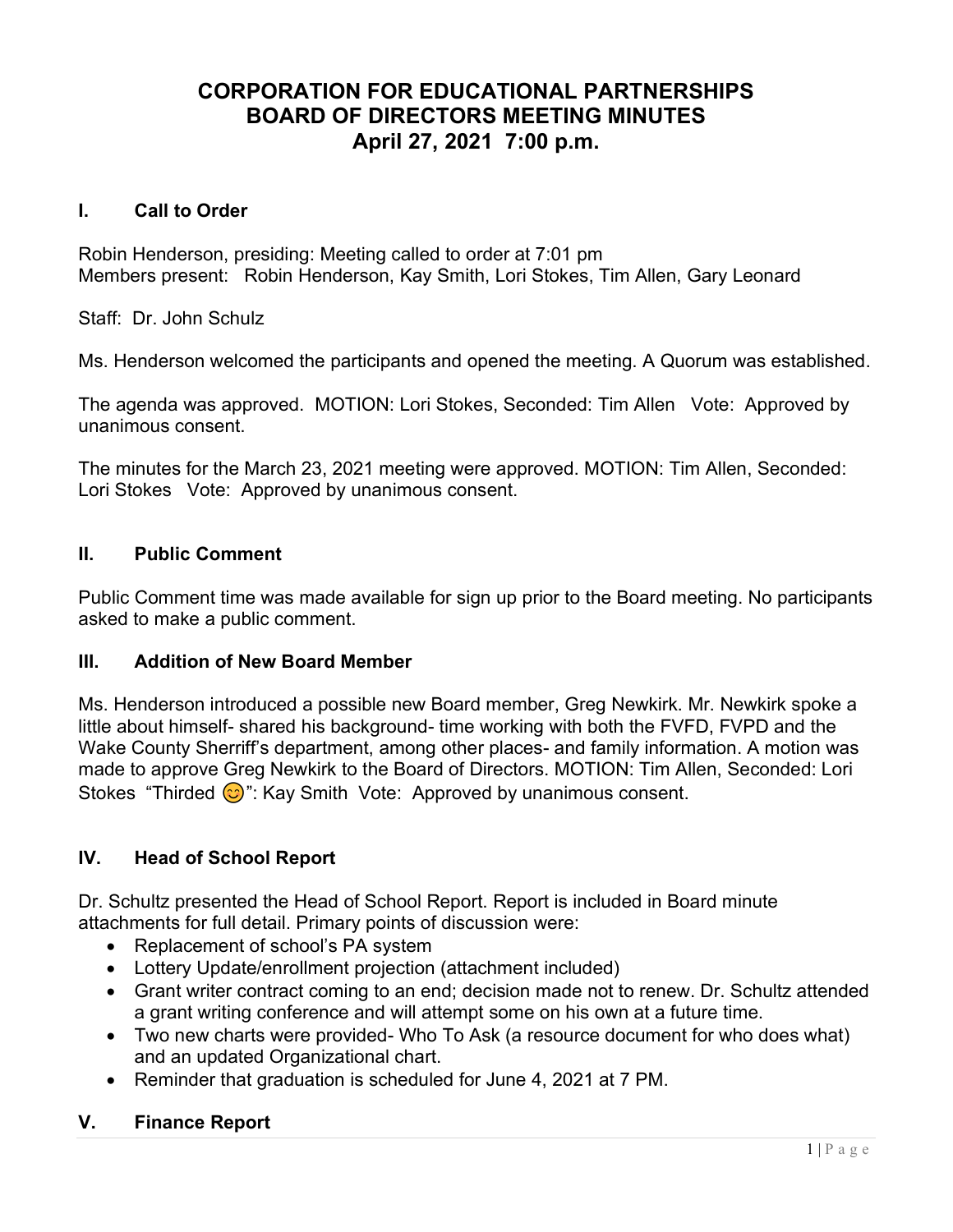# CORPORATION FOR EDUCATIONAL PARTNERSHIPS
# BOARD OF DIRECTORS MEETING MINUTES
# April 27, 2021 7:00 p.m.

## I. Call to Order

Robin Henderson, presiding: Meeting called to order at 7:01 pm
Members present: Robin Henderson, Kay Smith, Lori Stokes, Tim Allen, Gary Leonard

Staff: Dr. John Schulz

Ms. Henderson welcomed the participants and opened the meeting. A Quorum was established.

The agenda was approved. MOTION: Lori Stokes, Seconded: Tim Allen Vote: Approved by unanimous consent.

The minutes for the March 23, 2021 meeting were approved. MOTION: Tim Allen, Seconded: Lori Stokes Vote: Approved by unanimous consent.

## II. Public Comment

Public Comment time was made available for sign up prior to the Board meeting. No participants asked to make a public comment.

## III. Addition of New Board Member

Ms. Henderson introduced a possible new Board member, Greg Newkirk. Mr. Newkirk spoke a little about himself- shared his background- time working with both the FVFD, FVPD and the Wake County Sherriff's department, among other places- and family information. A motion was made to approve Greg Newkirk to the Board of Directors. MOTION: Tim Allen, Seconded: Lori Stokes "Thirded 😊": Kay Smith Vote: Approved by unanimous consent.

## IV. Head of School Report

Dr. Schultz presented the Head of School Report. Report is included in Board minute attachments for full detail. Primary points of discussion were:

- Replacement of school's PA system
- Lottery Update/enrollment projection (attachment included)
- Grant writer contract coming to an end; decision made not to renew. Dr. Schultz attended a grant writing conference and will attempt some on his own at a future time.
- Two new charts were provided- Who To Ask (a resource document for who does what) and an updated Organizational chart.
- Reminder that graduation is scheduled for June 4, 2021 at 7 PM.

## V. Finance Report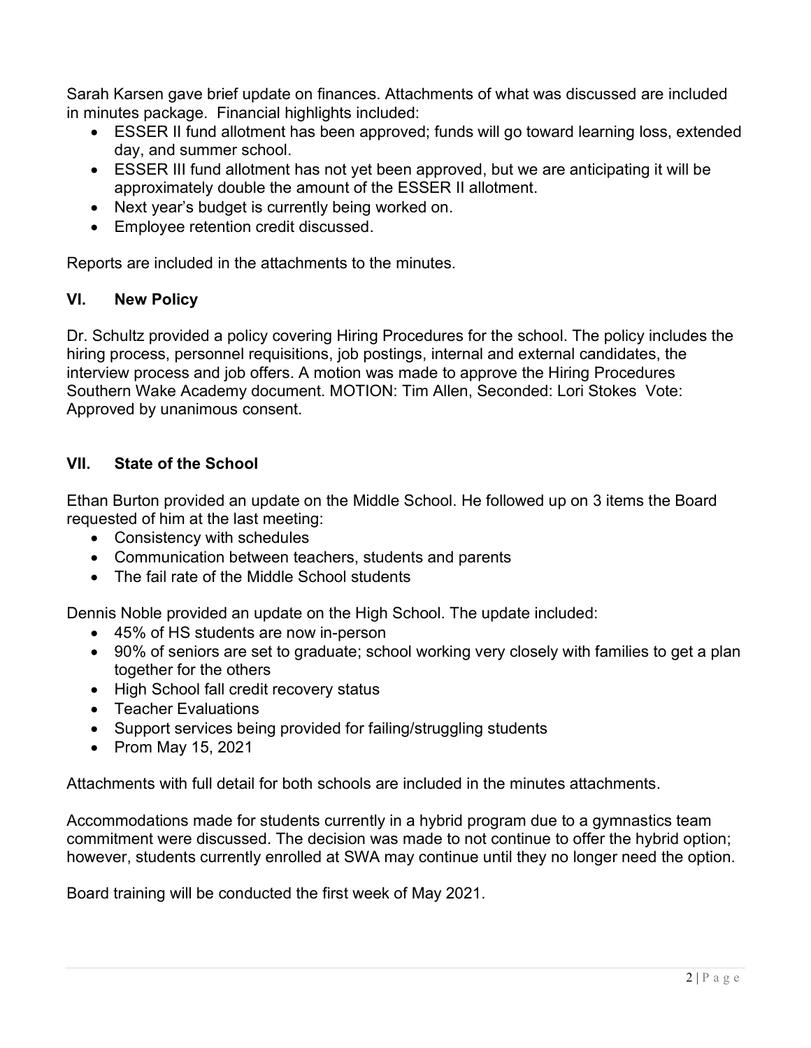Sarah Karsen gave brief update on finances. Attachments of what was discussed are included in minutes package. Financial highlights included:

- ESSER II fund allotment has been approved; funds will go toward learning loss, extended day, and summer school.
- ESSER III fund allotment has not yet been approved, but we are anticipating it will be approximately double the amount of the ESSER II allotment.
- Next year's budget is currently being worked on.
- Employee retention credit discussed.

Reports are included in the attachments to the minutes.

## VI. New Policy

Dr. Schultz provided a policy covering Hiring Procedures for the school. The policy includes the hiring process, personnel requisitions, job postings, internal and external candidates, the interview process and job offers. A motion was made to approve the Hiring Procedures Southern Wake Academy document. MOTION: Tim Allen, Seconded: Lori Stokes Vote: Approved by unanimous consent.

## VII. State of the School

Ethan Burton provided an update on the Middle School. He followed up on 3 items the Board requested of him at the last meeting:

- Consistency with schedules
- Communication between teachers, students and parents
- The fail rate of the Middle School students

Dennis Noble provided an update on the High School. The update included:

- 45% of HS students are now in-person
- 90% of seniors are set to graduate; school working very closely with families to get a plan together for the others
- High School fall credit recovery status
- Teacher Evaluations
- Support services being provided for failing/struggling students
- Prom May 15, 2021

Attachments with full detail for both schools are included in the minutes attachments.

Accommodations made for students currently in a hybrid program due to a gymnastics team commitment were discussed. The decision was made to not continue to offer the hybrid option; however, students currently enrolled at SWA may continue until they no longer need the option.

Board training will be conducted the first week of May 2021.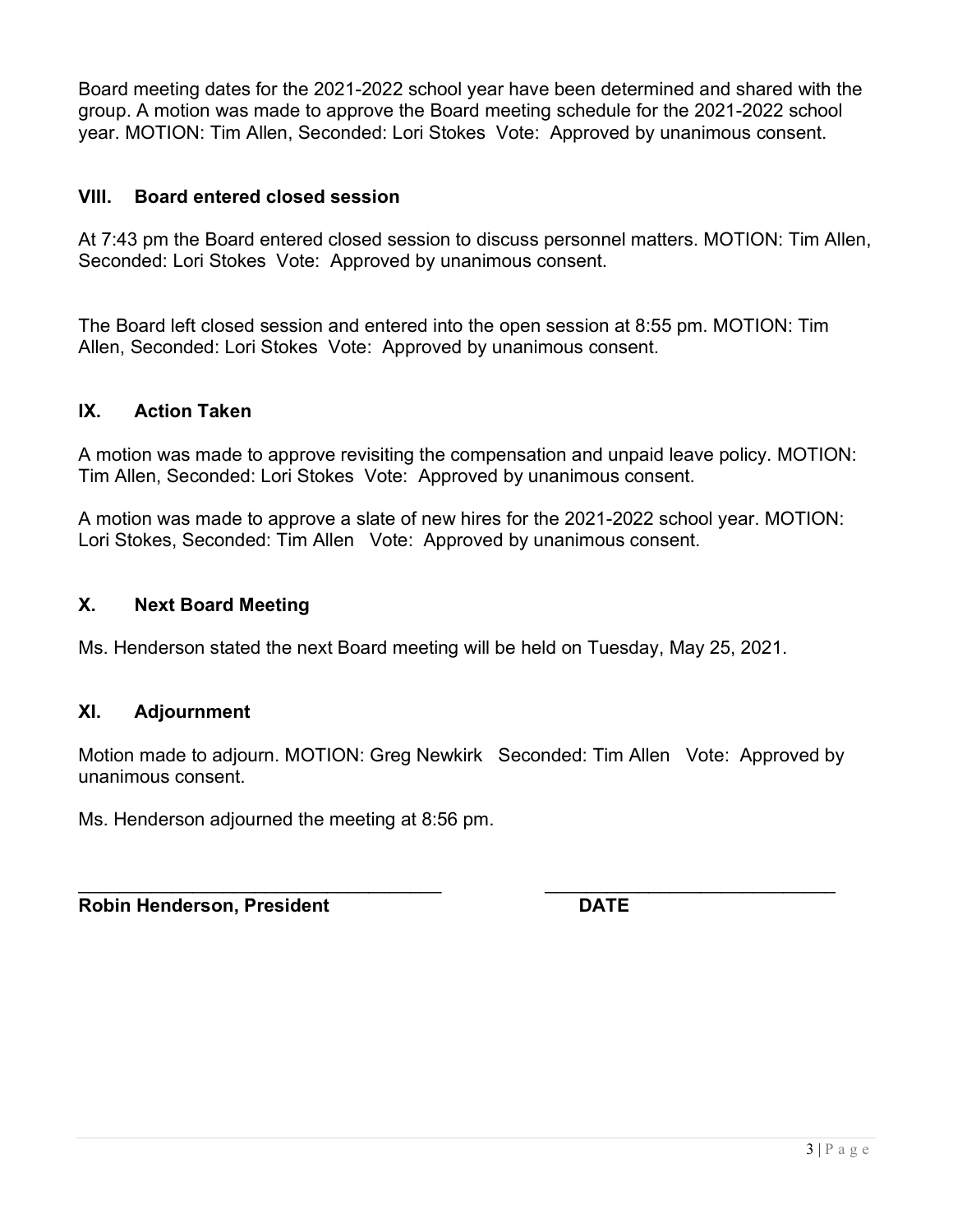Board meeting dates for the 2021-2022 school year have been determined and shared with the group. A motion was made to approve the Board meeting schedule for the 2021-2022 school year. MOTION: Tim Allen, Seconded: Lori Stokes Vote: Approved by unanimous consent.

## VIII. Board entered closed session

At 7:43 pm the Board entered closed session to discuss personnel matters. MOTION: Tim Allen, Seconded: Lori Stokes Vote: Approved by unanimous consent.

The Board left closed session and entered into the open session at 8:55 pm. MOTION: Tim Allen, Seconded: Lori Stokes Vote: Approved by unanimous consent.

## IX. Action Taken

A motion was made to approve revisiting the compensation and unpaid leave policy. MOTION: Tim Allen, Seconded: Lori Stokes Vote: Approved by unanimous consent.

A motion was made to approve a slate of new hires for the 2021-2022 school year. MOTION: Lori Stokes, Seconded: Tim Allen Vote: Approved by unanimous consent.

## X. Next Board Meeting

Ms. Henderson stated the next Board meeting will be held on Tuesday, May 25, 2021.

## XI. Adjournment

Motion made to adjourn. MOTION: Greg Newkirk Seconded: Tim Allen Vote: Approved by unanimous consent.

Ms. Henderson adjourned the meeting at 8:56 pm.

\_\_\_\_\_\_\_\_\_\_\_\_\_\_\_\_\_\_\_\_\_\_\_\_\_\_\_\_\_\_\_\_\_\_\_\_ \_\_\_\_\_\_\_\_\_\_\_\_\_\_\_\_\_\_\_\_\_\_\_\_\_\_\_\_\_\_

**Robin Henderson, President** **DATE**